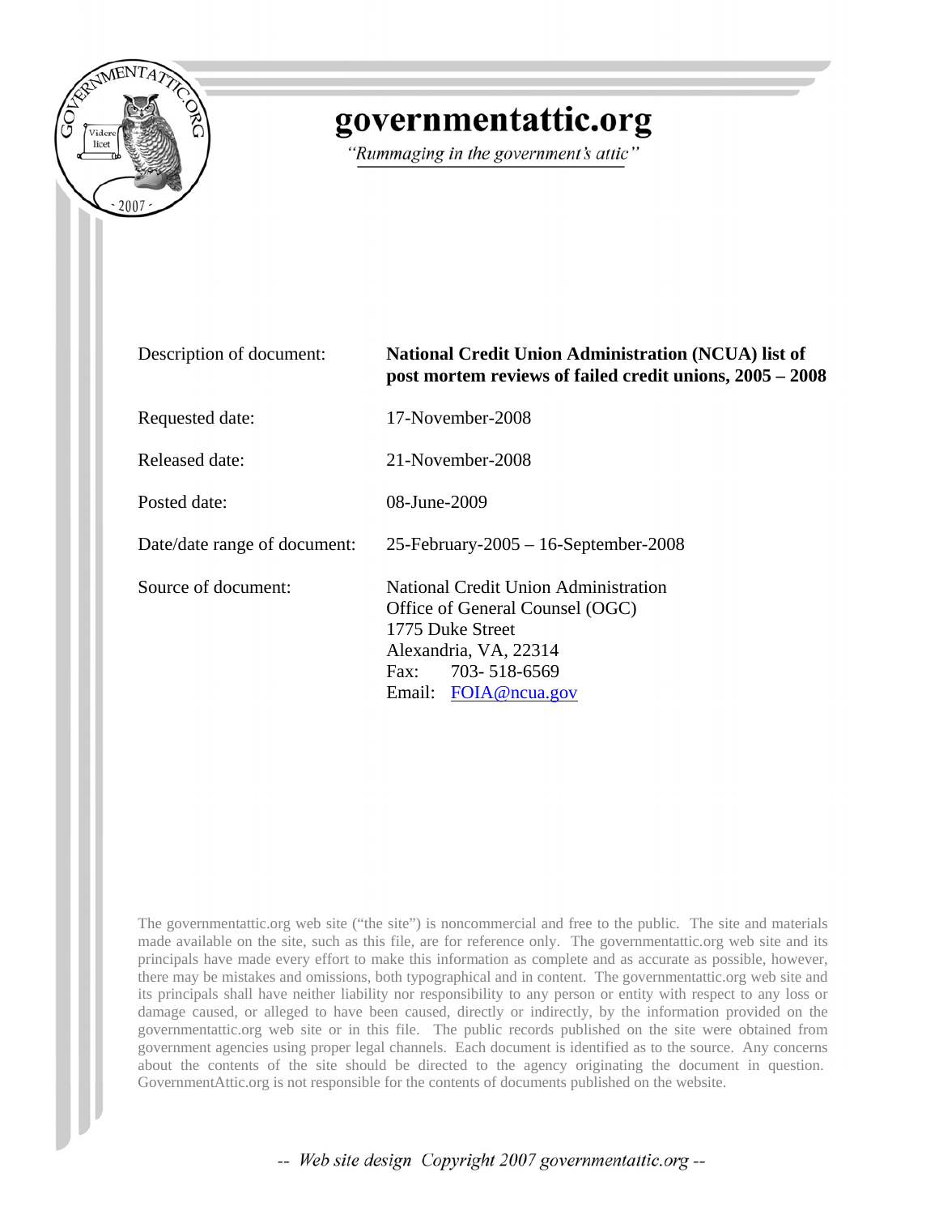# governmentattic.org

*"Rummaging in the government's attic"*

| | |
|---|---|
| Description of document: | **National Credit Union Administration (NCUA) list of post mortem reviews of failed credit unions, 2005 – 2008** |
| Requested date: | 17-November-2008 |
| Released date: | 21-November-2008 |
| Posted date: | 08-June-2009 |
| Date/date range of document: | 25-February-2005 – 16-September-2008 |
| Source of document: | National Credit Union Administration<br>Office of General Counsel (OGC)<br>1775 Duke Street<br>Alexandria, VA, 22314<br>Fax: 703- 518-6569<br>Email: FOIA@ncua.gov |

The governmentattic.org web site ("the site") is noncommercial and free to the public. The site and materials made available on the site, such as this file, are for reference only. The governmentattic.org web site and its principals have made every effort to make this information as complete and as accurate as possible, however, there may be mistakes and omissions, both typographical and in content. The governmentattic.org web site and its principals shall have neither liability nor responsibility to any person or entity with respect to any loss or damage caused, or alleged to have been caused, directly or indirectly, by the information provided on the governmentattic.org web site or in this file. The public records published on the site were obtained from government agencies using proper legal channels. Each document is identified as to the source. Any concerns about the contents of the site should be directed to the agency originating the document in question. GovernmentAttic.org is not responsible for the contents of documents published on the website.

*-- Web site design Copyright 2007 governmentattic.org --*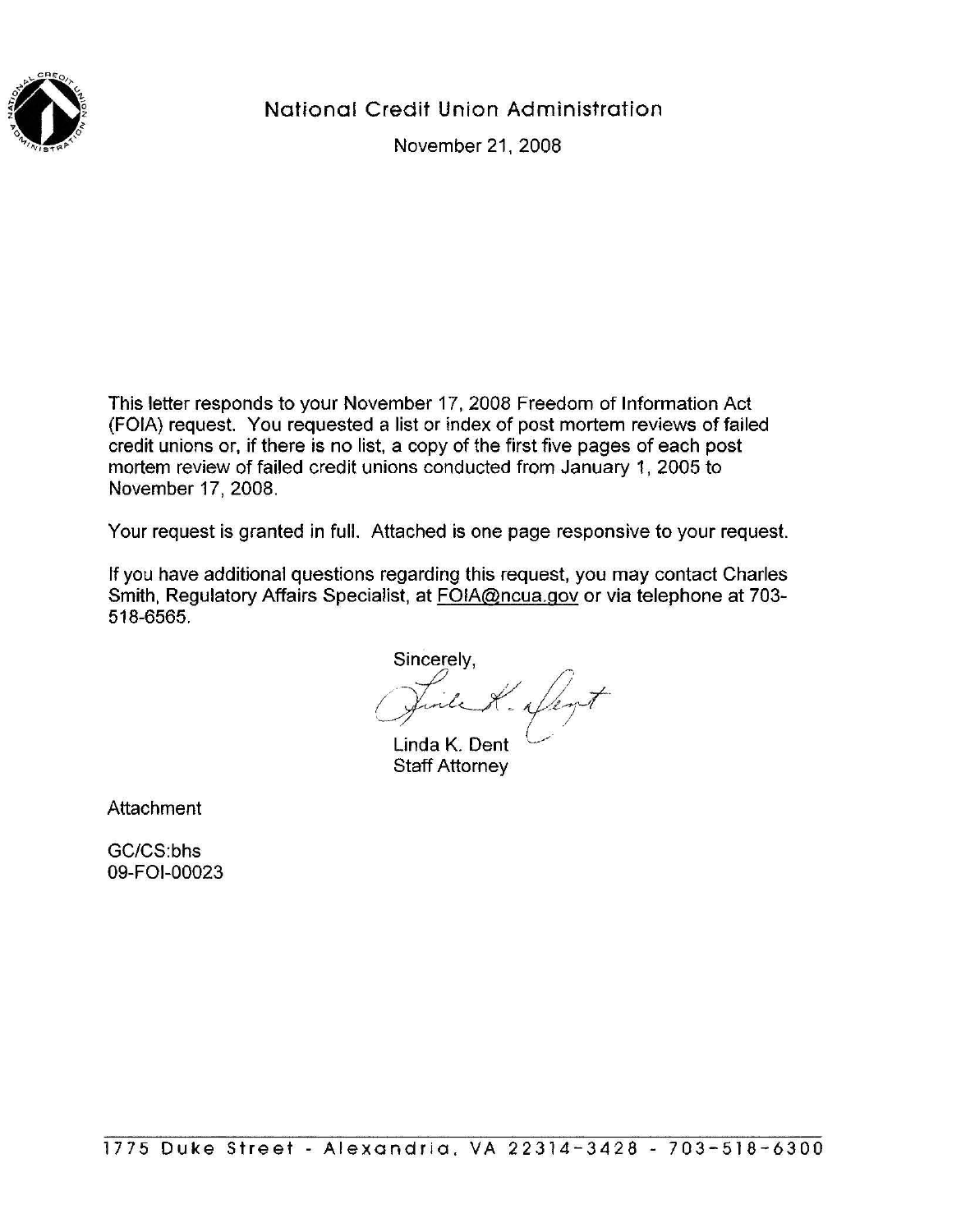# National Credit Union Administration

November 21, 2008

This letter responds to your November 17, 2008 Freedom of Information Act (FOIA) request. You requested a list or index of post mortem reviews of failed credit unions or, if there is no list, a copy of the first five pages of each post mortem review of failed credit unions conducted from January 1, 2005 to November 17, 2008.

Your request is granted in full. Attached is one page responsive to your request.

If you have additional questions regarding this request, you may contact Charles Smith, Regulatory Affairs Specialist, at FOIA@ncua.gov or via telephone at 703-518-6565.

Sincerely,

Linda K. Dent
Staff Attorney

Attachment

GC/CS:bhs
09-FOI-00023

1775 Duke Street - Alexandria, VA 22314-3428 - 703-518-6300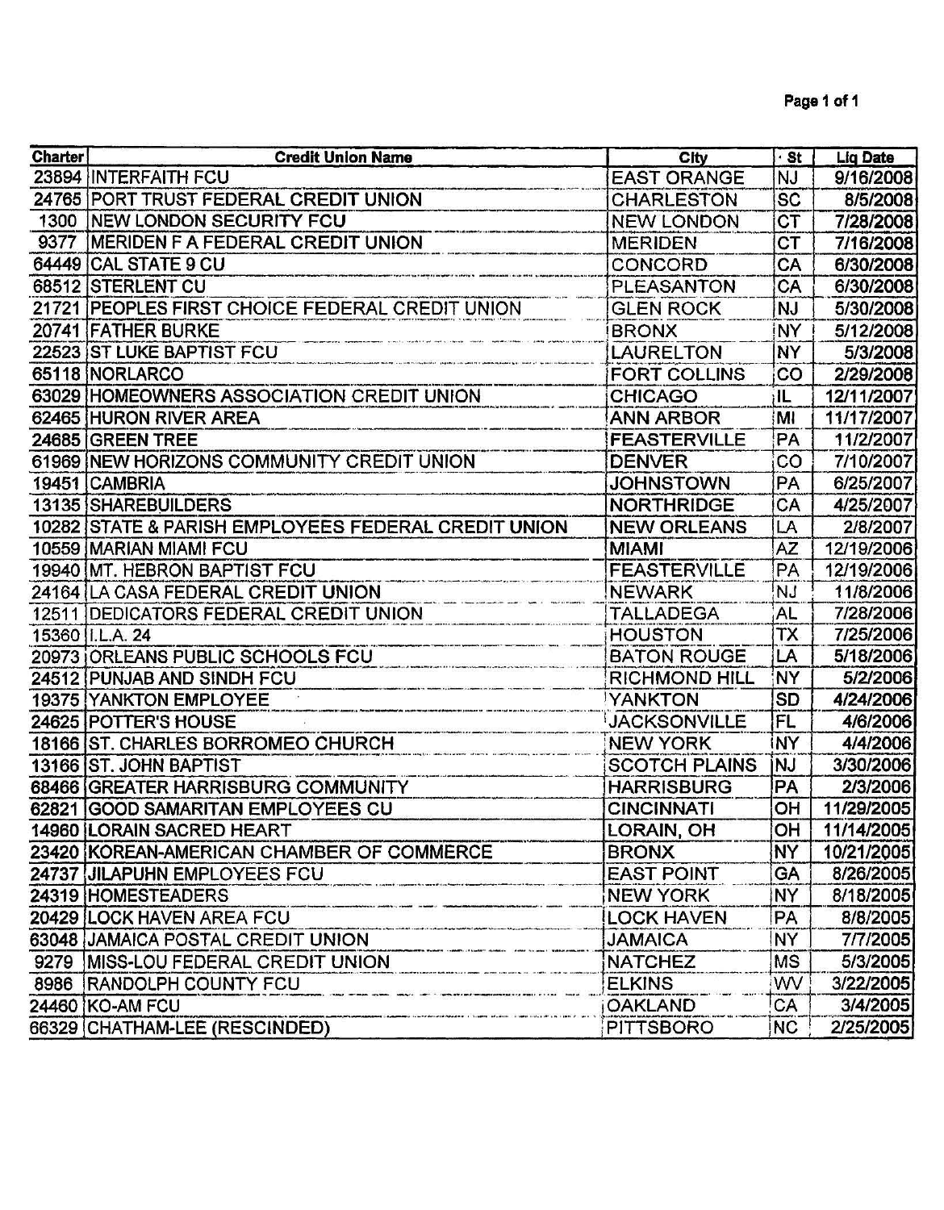| Charter | Credit Union Name | City | St | Liq Date |
|---|---|---|---|---|
| 23894 | INTERFAITH FCU | EAST ORANGE | NJ | 9/16/2008 |
| 24765 | PORT TRUST FEDERAL CREDIT UNION | CHARLESTON | SC | 8/5/2008 |
| 1300 | NEW LONDON SECURITY FCU | NEW LONDON | CT | 7/28/2008 |
| 9377 | MERIDEN F A FEDERAL CREDIT UNION | MERIDEN | CT | 7/16/2008 |
| 64449 | CAL STATE 9 CU | CONCORD | CA | 6/30/2008 |
| 68512 | STERLENT CU | PLEASANTON | CA | 6/30/2008 |
| 21721 | PEOPLES FIRST CHOICE FEDERAL CREDIT UNION | GLEN ROCK | NJ | 5/30/2008 |
| 20741 | FATHER BURKE | BRONX | NY | 5/12/2008 |
| 22523 | ST LUKE BAPTIST FCU | LAURELTON | NY | 5/3/2008 |
| 65118 | NORLARCO | FORT COLLINS | CO | 2/29/2008 |
| 63029 | HOMEOWNERS ASSOCIATION CREDIT UNION | CHICAGO | IL | 12/11/2007 |
| 62465 | HURON RIVER AREA | ANN ARBOR | MI | 11/17/2007 |
| 24685 | GREEN TREE | FEASTERVILLE | PA | 11/2/2007 |
| 61969 | NEW HORIZONS COMMUNITY CREDIT UNION | DENVER | CO | 7/10/2007 |
| 19451 | CAMBRIA | JOHNSTOWN | PA | 6/25/2007 |
| 13135 | SHAREBUILDERS | NORTHRIDGE | CA | 4/25/2007 |
| 10282 | STATE & PARISH EMPLOYEES FEDERAL CREDIT UNION | NEW ORLEANS | LA | 2/8/2007 |
| 10559 | MARIAN MIAMI FCU | MIAMI | AZ | 12/19/2006 |
| 19940 | MT. HEBRON BAPTIST FCU | FEASTERVILLE | PA | 12/19/2006 |
| 24164 | LA CASA FEDERAL CREDIT UNION | NEWARK | NJ | 11/8/2006 |
| 12511 | DEDICATORS FEDERAL CREDIT UNION | TALLADEGA | AL | 7/28/2006 |
| 15360 | I.L.A. 24 | HOUSTON | TX | 7/25/2006 |
| 20973 | ORLEANS PUBLIC SCHOOLS FCU | BATON ROUGE | LA | 5/18/2006 |
| 24512 | PUNJAB AND SINDH FCU | RICHMOND HILL | NY | 5/2/2006 |
| 19375 | YANKTON EMPLOYEE | YANKTON | SD | 4/24/2006 |
| 24625 | POTTER'S HOUSE | JACKSONVILLE | FL | 4/6/2006 |
| 18166 | ST. CHARLES BORROMEO CHURCH | NEW YORK | NY | 4/4/2006 |
| 13166 | ST. JOHN BAPTIST | SCOTCH PLAINS | NJ | 3/30/2006 |
| 68466 | GREATER HARRISBURG COMMUNITY | HARRISBURG | PA | 2/3/2006 |
| 62821 | GOOD SAMARITAN EMPLOYEES CU | CINCINNATI | OH | 11/29/2005 |
| 14960 | LORAIN SACRED HEART | LORAIN, OH | OH | 11/14/2005 |
| 23420 | KOREAN-AMERICAN CHAMBER OF COMMERCE | BRONX | NY | 10/21/2005 |
| 24737 | JILAPUHN EMPLOYEES FCU | EAST POINT | GA | 8/26/2005 |
| 24319 | HOMESTEADERS | NEW YORK | NY | 8/18/2005 |
| 20429 | LOCK HAVEN AREA FCU | LOCK HAVEN | PA | 8/8/2005 |
| 63048 | JAMAICA POSTAL CREDIT UNION | JAMAICA | NY | 7/7/2005 |
| 9279 | MISS-LOU FEDERAL CREDIT UNION | NATCHEZ | MS | 5/3/2005 |
| 8986 | RANDOLPH COUNTY FCU | ELKINS | WV | 3/22/2005 |
| 24460 | KO-AM FCU | OAKLAND | CA | 3/4/2005 |
| 66329 | CHATHAM-LEE (RESCINDED) | PITTSBORO | NC | 2/25/2005 |